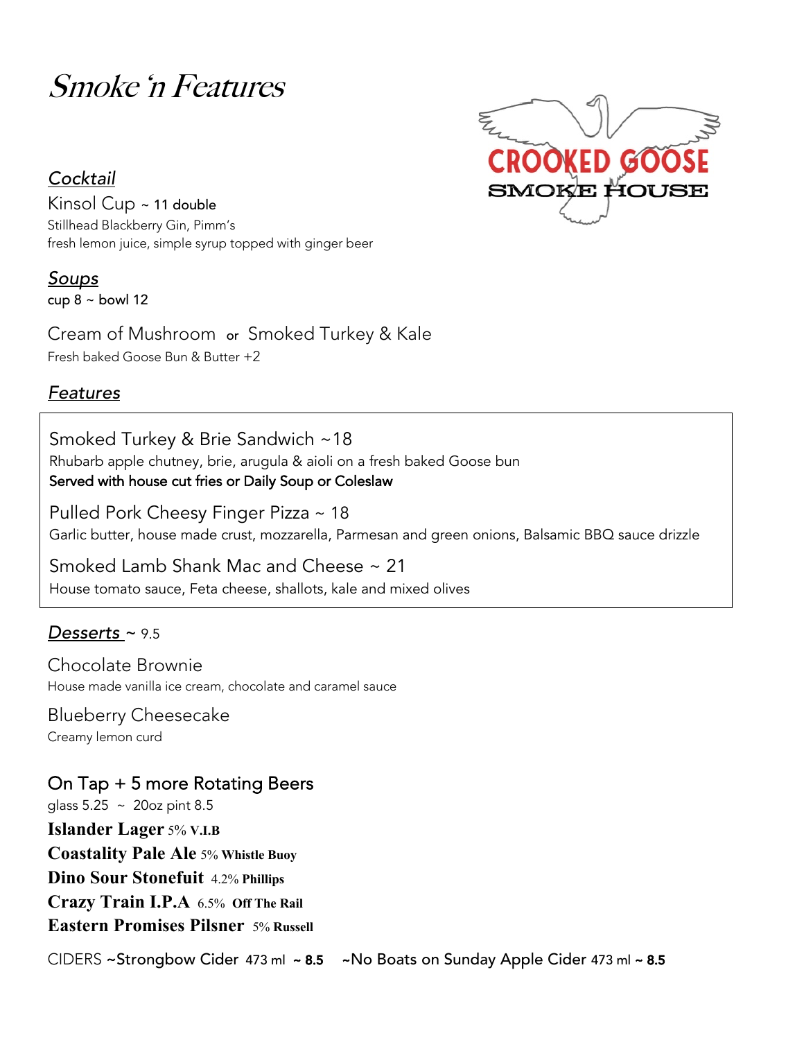# Smoke 'n Features

CROOKED GOOSE
SMOKE HOUSE

## *Cocktail*

Kinsol Cup ~ 11 double
Stillhead Blackberry Gin, Pimm's
fresh lemon juice, simple syrup topped with ginger beer

## *Soups*

cup 8 ~ bowl 12

Cream of Mushroom or Smoked Turkey & Kale
Fresh baked Goose Bun & Butter +2

## *Features*

Smoked Turkey & Brie Sandwich ~18
Rhubarb apple chutney, brie, arugula & aioli on a fresh baked Goose bun
**Served with house cut fries or Daily Soup or Coleslaw**

Pulled Pork Cheesy Finger Pizza ~ 18
Garlic butter, house made crust, mozzarella, Parmesan and green onions, Balsamic BBQ sauce drizzle

Smoked Lamb Shank Mac and Cheese ~ 21
House tomato sauce, Feta cheese, shallots, kale and mixed olives

## *Desserts* ~ 9.5

Chocolate Brownie
House made vanilla ice cream, chocolate and caramel sauce

Blueberry Cheesecake
Creamy lemon curd

## On Tap + 5 more Rotating Beers

glass 5.25 ~ 20oz pint 8.5

**Islander Lager** 5% **V.I.B**
**Coastality Pale Ale** 5% **Whistle Buoy**
**Dino Sour Stonefuit** 4.2% **Phillips**
**Crazy Train I.P.A** 6.5% **Off The Rail**
**Eastern Promises Pilsner** 5% **Russell**

CIDERS ~Strongbow Cider 473 ml ~ **8.5** ~No Boats on Sunday Apple Cider 473 ml ~ **8.5**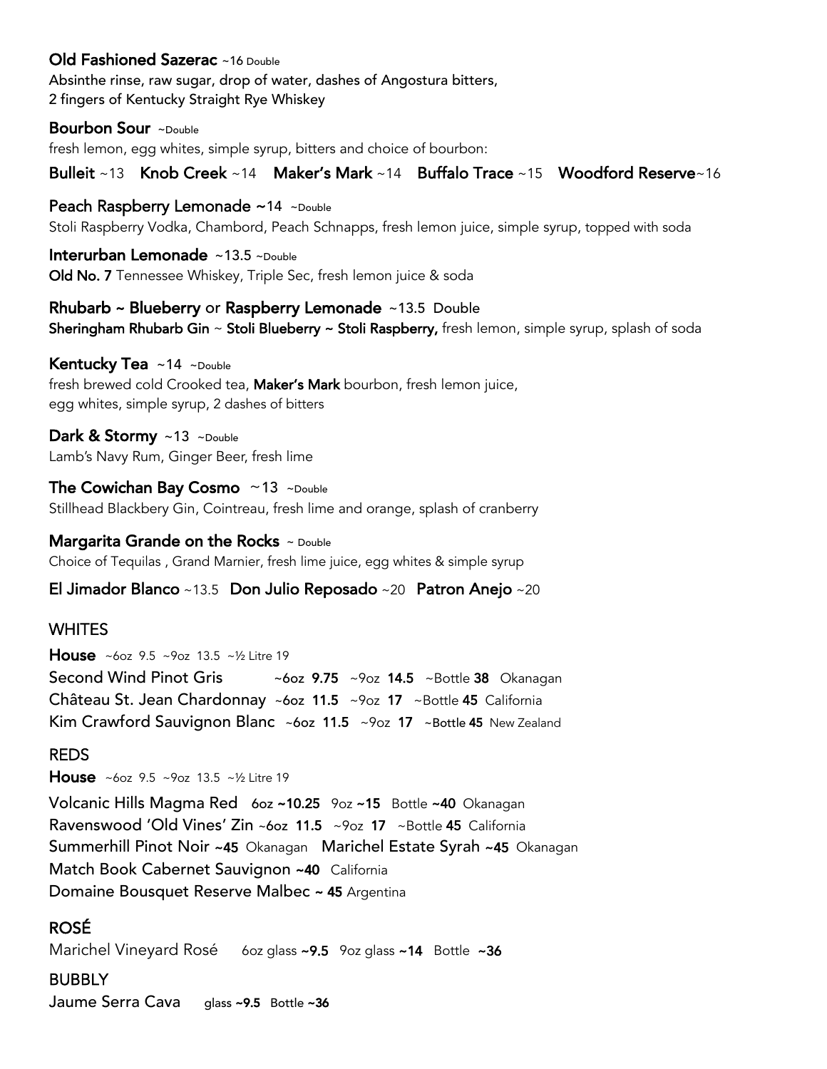**Old Fashioned Sazerac** ~16 Double
Absinthe rinse, raw sugar, drop of water, dashes of Angostura bitters,
2 fingers of Kentucky Straight Rye Whiskey

**Bourbon Sour** ~Double
fresh lemon, egg whites, simple syrup, bitters and choice of bourbon:

**Bulleit** ~13 **Knob Creek** ~14 **Maker's Mark** ~14 **Buffalo Trace** ~15 **Woodford Reserve**~16

**Peach Raspberry Lemonade** ~14 ~Double
Stoli Raspberry Vodka, Chambord, Peach Schnapps, fresh lemon juice, simple syrup, topped with soda

**Interurban Lemonade** ~13.5 ~Double
**Old No. 7** Tennessee Whiskey, Triple Sec, fresh lemon juice & soda

**Rhubarb ~ Blueberry** or **Raspberry Lemonade** ~13.5 Double
**Sheringham Rhubarb Gin** ~ **Stoli Blueberry ~ Stoli Raspberry,** fresh lemon, simple syrup, splash of soda

**Kentucky Tea** ~14 ~Double
fresh brewed cold Crooked tea, **Maker's Mark** bourbon, fresh lemon juice,
egg whites, simple syrup, 2 dashes of bitters

**Dark & Stormy** ~13 ~Double
Lamb's Navy Rum, Ginger Beer, fresh lime

**The Cowichan Bay Cosmo** ~13 ~Double
Stillhead Blackbery Gin, Cointreau, fresh lime and orange, splash of cranberry

**Margarita Grande on the Rocks** ~ Double
Choice of Tequilas , Grand Marnier, fresh lime juice, egg whites & simple syrup

**El Jimador Blanco** ~13.5 **Don Julio Reposado** ~20 **Patron Anejo** ~20

## WHITES

**House** ~6oz 9.5 ~9oz 13.5 ~½ Litre 19
Second Wind Pinot Gris ~6oz **9.75** ~9oz **14.5** ~Bottle **38** Okanagan
Château St. Jean Chardonnay ~6oz **11.5** ~9oz **17** ~Bottle **45** California
Kim Crawford Sauvignon Blanc ~6oz **11.5** ~9oz **17** ~Bottle **45** New Zealand

## REDS

**House** ~6oz 9.5 ~9oz 13.5 ~½ Litre 19
Volcanic Hills Magma Red 6oz **~10.25** 9oz **~15** Bottle **~40** Okanagan
Ravenswood 'Old Vines' Zin ~6oz **11.5** ~9oz **17** ~Bottle **45** California
Summerhill Pinot Noir **~45** Okanagan Marichel Estate Syrah **~45** Okanagan
Match Book Cabernet Sauvignon **~40** California
Domaine Bousquet Reserve Malbec **~ 45** Argentina

## ROSÉ

Marichel Vineyard Rosé 6oz glass **~9.5** 9oz glass **~14** Bottle **~36**

## BUBBLY

Jaume Serra Cava glass **~9.5** Bottle **~36**